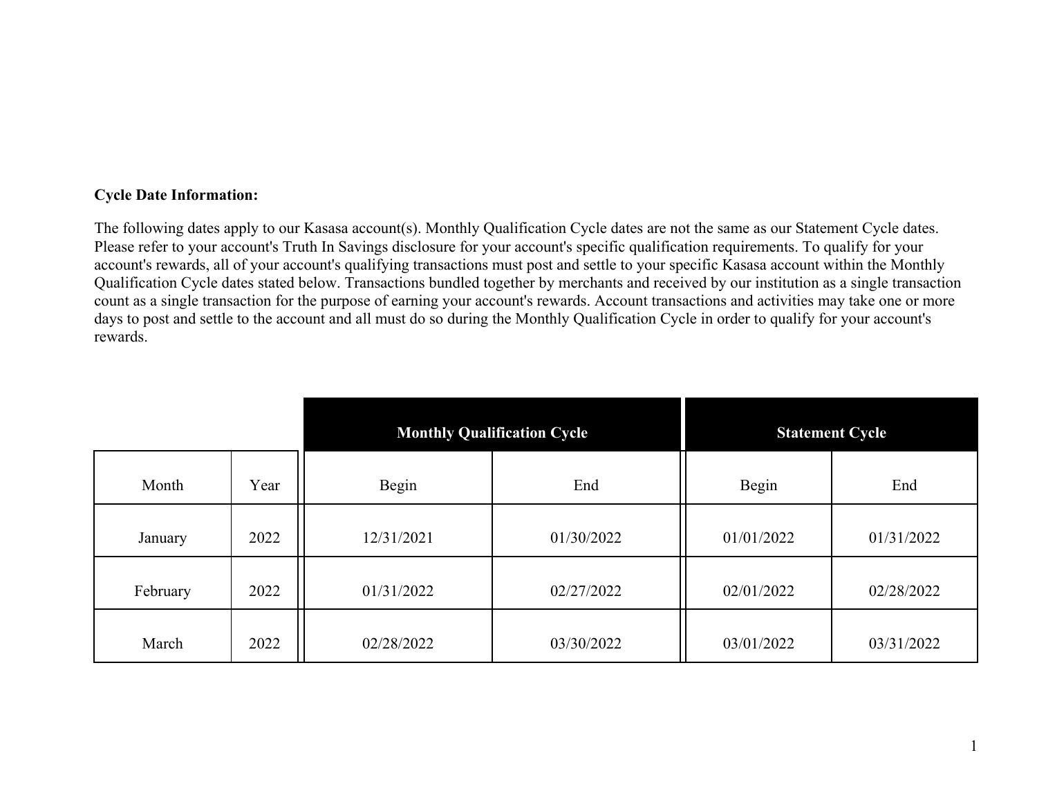**Cycle Date Information:**

The following dates apply to our Kasasa account(s). Monthly Qualification Cycle dates are not the same as our Statement Cycle dates. Please refer to your account's Truth In Savings disclosure for your account's specific qualification requirements. To qualify for your account's rewards, all of your account's qualifying transactions must post and settle to your specific Kasasa account within the Monthly Qualification Cycle dates stated below. Transactions bundled together by merchants and received by our institution as a single transaction count as a single transaction for the purpose of earning your account's rewards. Account transactions and activities may take one or more days to post and settle to the account and all must do so during the Monthly Qualification Cycle in order to qualify for your account's rewards.

| | | **Monthly Qualification Cycle** | | **Statement Cycle** | |
|---|---|---|---|---|---|
| Month | Year | Begin | End | Begin | End |
| January | 2022 | 12/31/2021 | 01/30/2022 | 01/01/2022 | 01/31/2022 |
| February | 2022 | 01/31/2022 | 02/27/2022 | 02/01/2022 | 02/28/2022 |
| March | 2022 | 02/28/2022 | 03/30/2022 | 03/01/2022 | 03/31/2022 |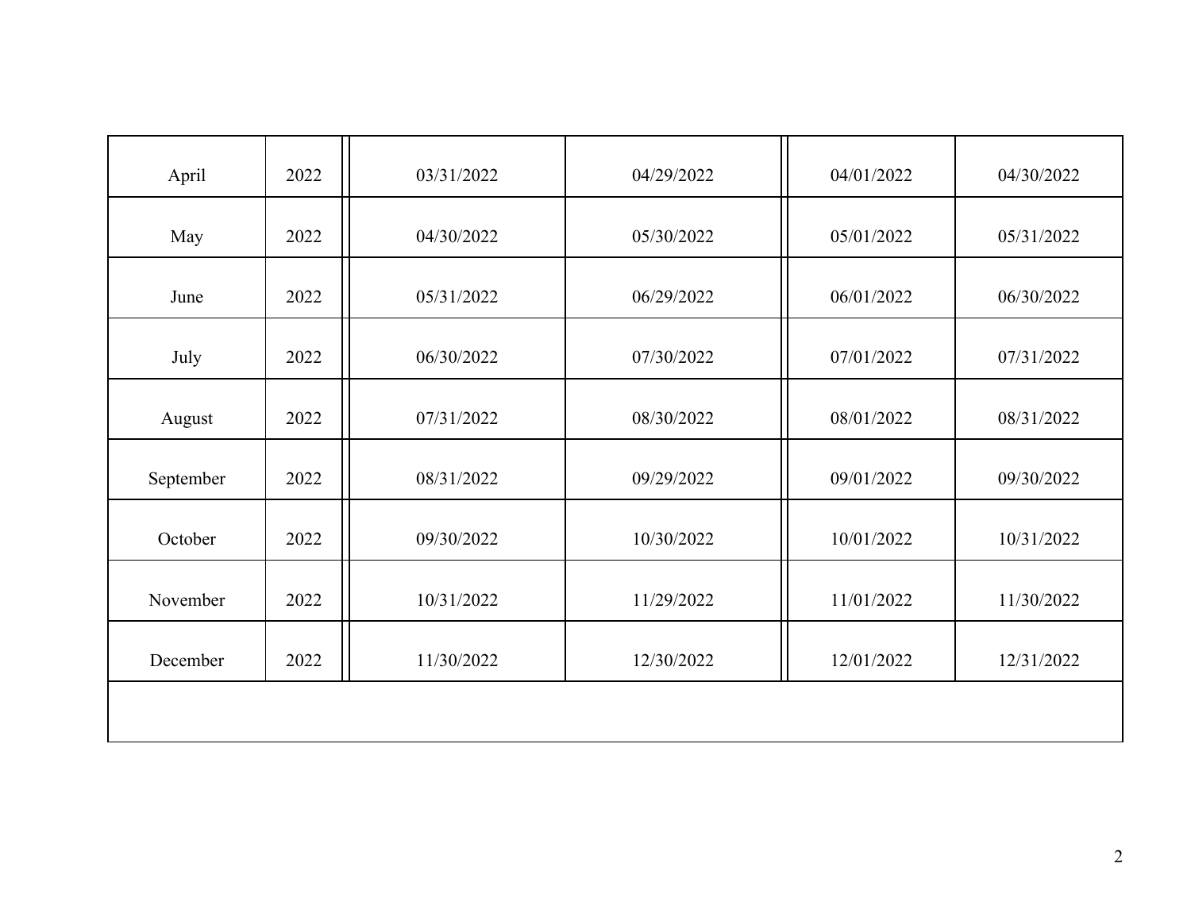| | | | | | |
|---|---|---|---|---|---|
| April | 2022 | 03/31/2022 | 04/29/2022 | 04/01/2022 | 04/30/2022 |
| May | 2022 | 04/30/2022 | 05/30/2022 | 05/01/2022 | 05/31/2022 |
| June | 2022 | 05/31/2022 | 06/29/2022 | 06/01/2022 | 06/30/2022 |
| July | 2022 | 06/30/2022 | 07/30/2022 | 07/01/2022 | 07/31/2022 |
| August | 2022 | 07/31/2022 | 08/30/2022 | 08/01/2022 | 08/31/2022 |
| September | 2022 | 08/31/2022 | 09/29/2022 | 09/01/2022 | 09/30/2022 |
| October | 2022 | 09/30/2022 | 10/30/2022 | 10/01/2022 | 10/31/2022 |
| November | 2022 | 10/31/2022 | 11/29/2022 | 11/01/2022 | 11/30/2022 |
| December | 2022 | 11/30/2022 | 12/30/2022 | 12/01/2022 | 12/31/2022 |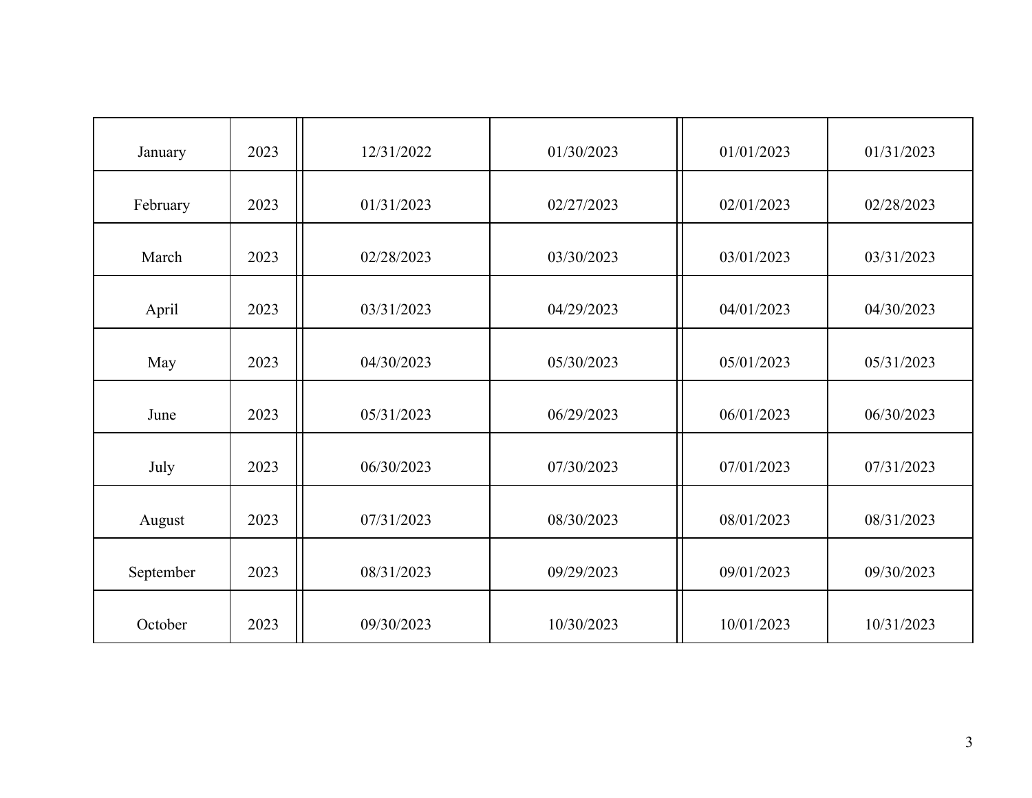| | | | | | |
|---|---|---|---|---|---|
| January | 2023 | 12/31/2022 | 01/30/2023 | 01/01/2023 | 01/31/2023 |
| February | 2023 | 01/31/2023 | 02/27/2023 | 02/01/2023 | 02/28/2023 |
| March | 2023 | 02/28/2023 | 03/30/2023 | 03/01/2023 | 03/31/2023 |
| April | 2023 | 03/31/2023 | 04/29/2023 | 04/01/2023 | 04/30/2023 |
| May | 2023 | 04/30/2023 | 05/30/2023 | 05/01/2023 | 05/31/2023 |
| June | 2023 | 05/31/2023 | 06/29/2023 | 06/01/2023 | 06/30/2023 |
| July | 2023 | 06/30/2023 | 07/30/2023 | 07/01/2023 | 07/31/2023 |
| August | 2023 | 07/31/2023 | 08/30/2023 | 08/01/2023 | 08/31/2023 |
| September | 2023 | 08/31/2023 | 09/29/2023 | 09/01/2023 | 09/30/2023 |
| October | 2023 | 09/30/2023 | 10/30/2023 | 10/01/2023 | 10/31/2023 |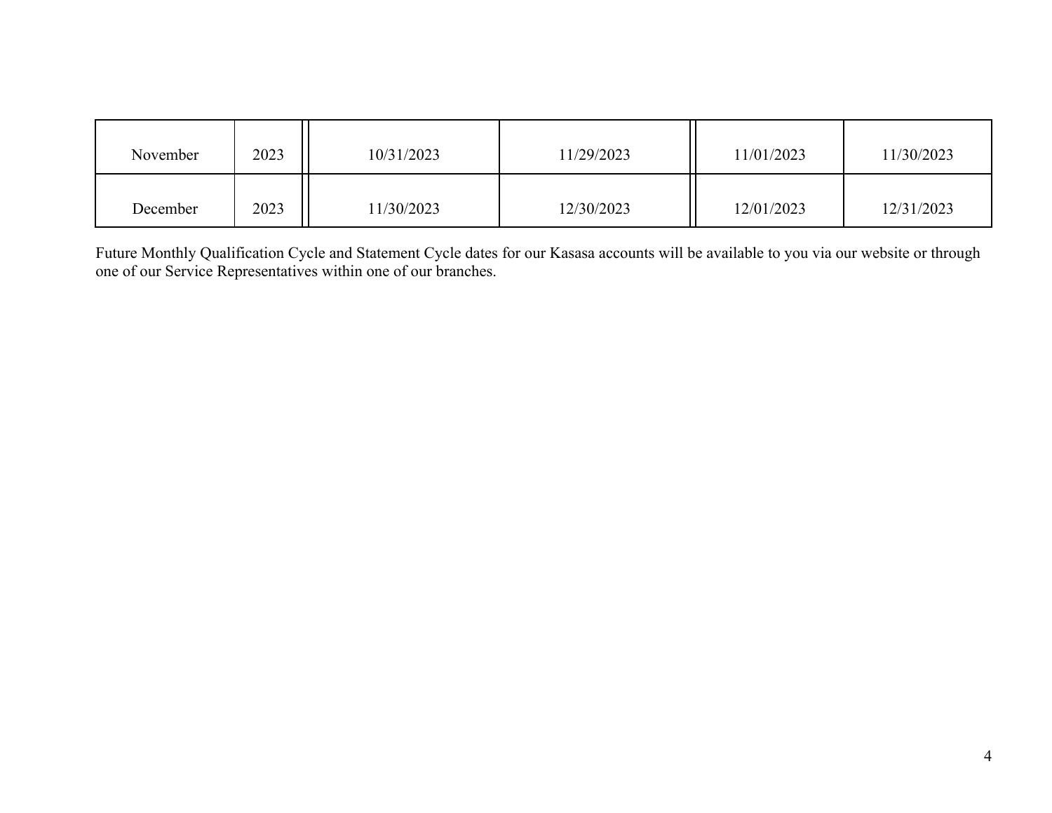| | | | | | |
|---|---|---|---|---|---|
| November | 2023 | 10/31/2023 | 11/29/2023 | 11/01/2023 | 11/30/2023 |
| December | 2023 | 11/30/2023 | 12/30/2023 | 12/01/2023 | 12/31/2023 |

Future Monthly Qualification Cycle and Statement Cycle dates for our Kasasa accounts will be available to you via our website or through one of our Service Representatives within one of our branches.